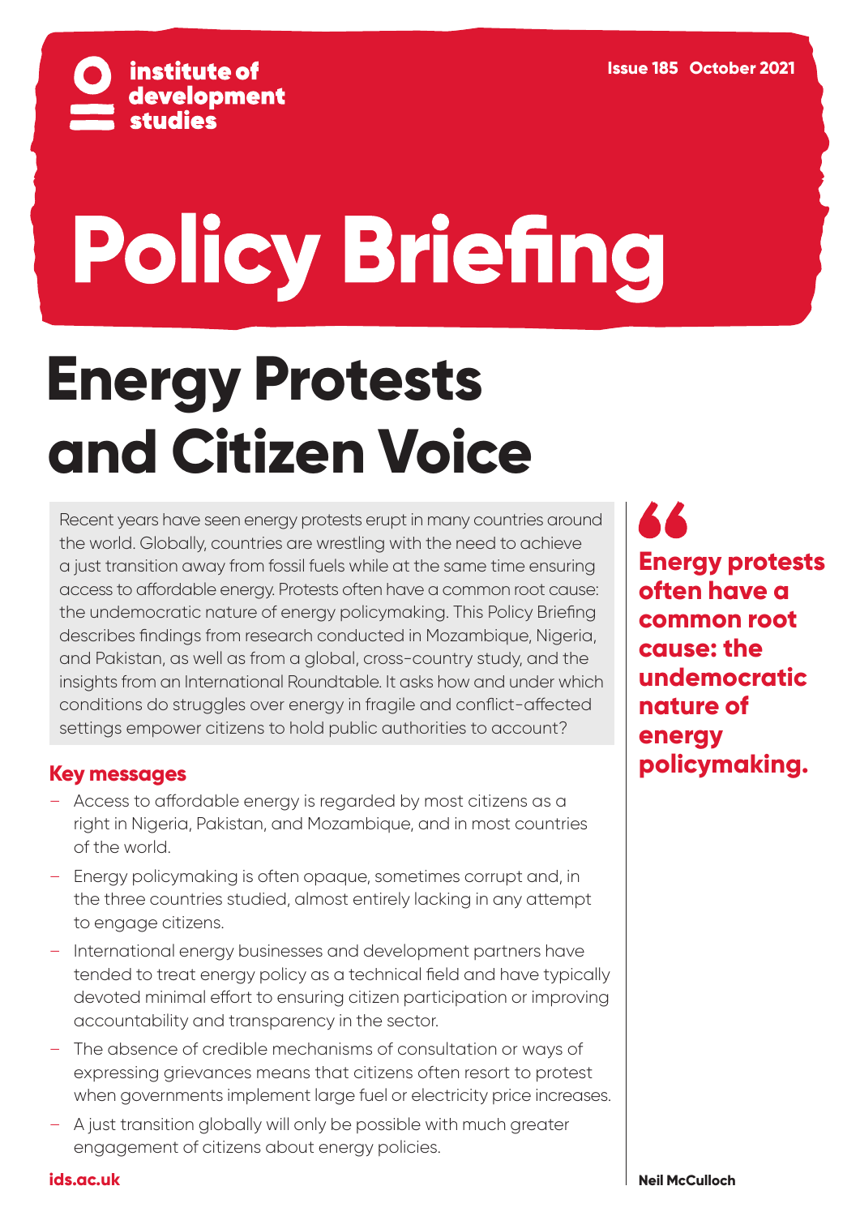institute of development studies

Issue 185 October 2021

# Policy Briefing

# Energy Protests and Citizen Voice

Recent years have seen energy protests erupt in many countries around the world. Globally, countries are wrestling with the need to achieve a just transition away from fossil fuels while at the same time ensuring access to affordable energy. Protests often have a common root cause: the undemocratic nature of energy policymaking. This Policy Briefing describes findings from research conducted in Mozambique, Nigeria, and Pakistan, as well as from a global, cross-country study, and the insights from an International Roundtable. It asks how and under which conditions do struggles over energy in fragile and conflict-affected settings empower citizens to hold public authorities to account?

## Key messages

- Access to affordable energy is regarded by most citizens as a right in Nigeria, Pakistan, and Mozambique, and in most countries of the world.
- Energy policymaking is often opaque, sometimes corrupt and, in the three countries studied, almost entirely lacking in any attempt to engage citizens.
- International energy businesses and development partners have tended to treat energy policy as a technical field and have typically devoted minimal effort to ensuring citizen participation or improving accountability and transparency in the sector.
- The absence of credible mechanisms of consultation or ways of expressing grievances means that citizens often resort to protest when governments implement large fuel or electricity price increases.
- A just transition globally will only be possible with much greater engagement of citizens about energy policies.

> **Energy protests often have a common root cause: the undemocratic nature of energy policymaking.**

ids.ac.uk

**Neil McCulloch**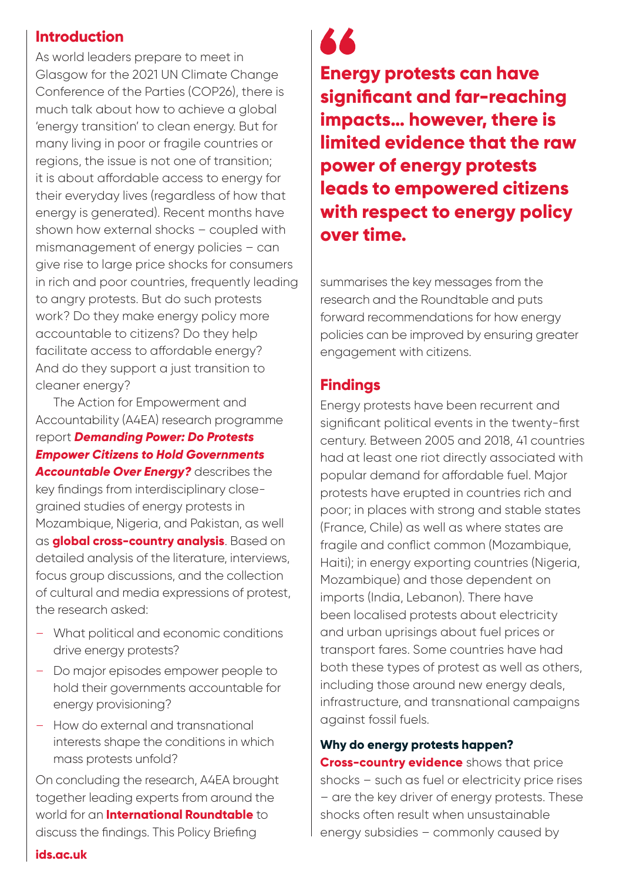## Introduction

As world leaders prepare to meet in Glasgow for the 2021 UN Climate Change Conference of the Parties (COP26), there is much talk about how to achieve a global 'energy transition' to clean energy. But for many living in poor or fragile countries or regions, the issue is not one of transition; it is about affordable access to energy for their everyday lives (regardless of how that energy is generated). Recent months have shown how external shocks – coupled with mismanagement of energy policies – can give rise to large price shocks for consumers in rich and poor countries, frequently leading to angry protests. But do such protests work? Do they make energy policy more accountable to citizens? Do they help facilitate access to affordable energy? And do they support a just transition to cleaner energy?

The Action for Empowerment and Accountability (A4EA) research programme report ***Demanding Power: Do Protests Empower Citizens to Hold Governments Accountable Over Energy?*** describes the key findings from interdisciplinary close-grained studies of energy protests in Mozambique, Nigeria, and Pakistan, as well as **global cross-country analysis**. Based on detailed analysis of the literature, interviews, focus group discussions, and the collection of cultural and media expressions of protest, the research asked:

- What political and economic conditions drive energy protests?
- Do major episodes empower people to hold their governments accountable for energy provisioning?
- How do external and transnational interests shape the conditions in which mass protests unfold?

On concluding the research, A4EA brought together leading experts from around the world for an **International Roundtable** to discuss the findings. This Policy Briefing summarises the key messages from the research and the Roundtable and puts forward recommendations for how energy policies can be improved by ensuring greater engagement with citizens.

> **Energy protests can have significant and far-reaching impacts... however, there is limited evidence that the raw power of energy protests leads to empowered citizens with respect to energy policy over time.**

## Findings

Energy protests have been recurrent and significant political events in the twenty-first century. Between 2005 and 2018, 41 countries had at least one riot directly associated with popular demand for affordable fuel. Major protests have erupted in countries rich and poor; in places with strong and stable states (France, Chile) as well as where states are fragile and conflict common (Mozambique, Haiti); in energy exporting countries (Nigeria, Mozambique) and those dependent on imports (India, Lebanon). There have been localised protests about electricity and urban uprisings about fuel prices or transport fares. Some countries have had both these types of protest as well as others, including those around new energy deals, infrastructure, and transnational campaigns against fossil fuels.

### Why do energy protests happen?

**Cross-country evidence** shows that price shocks – such as fuel or electricity price rises – are the key driver of energy protests. These shocks often result when unsustainable energy subsidies – commonly caused by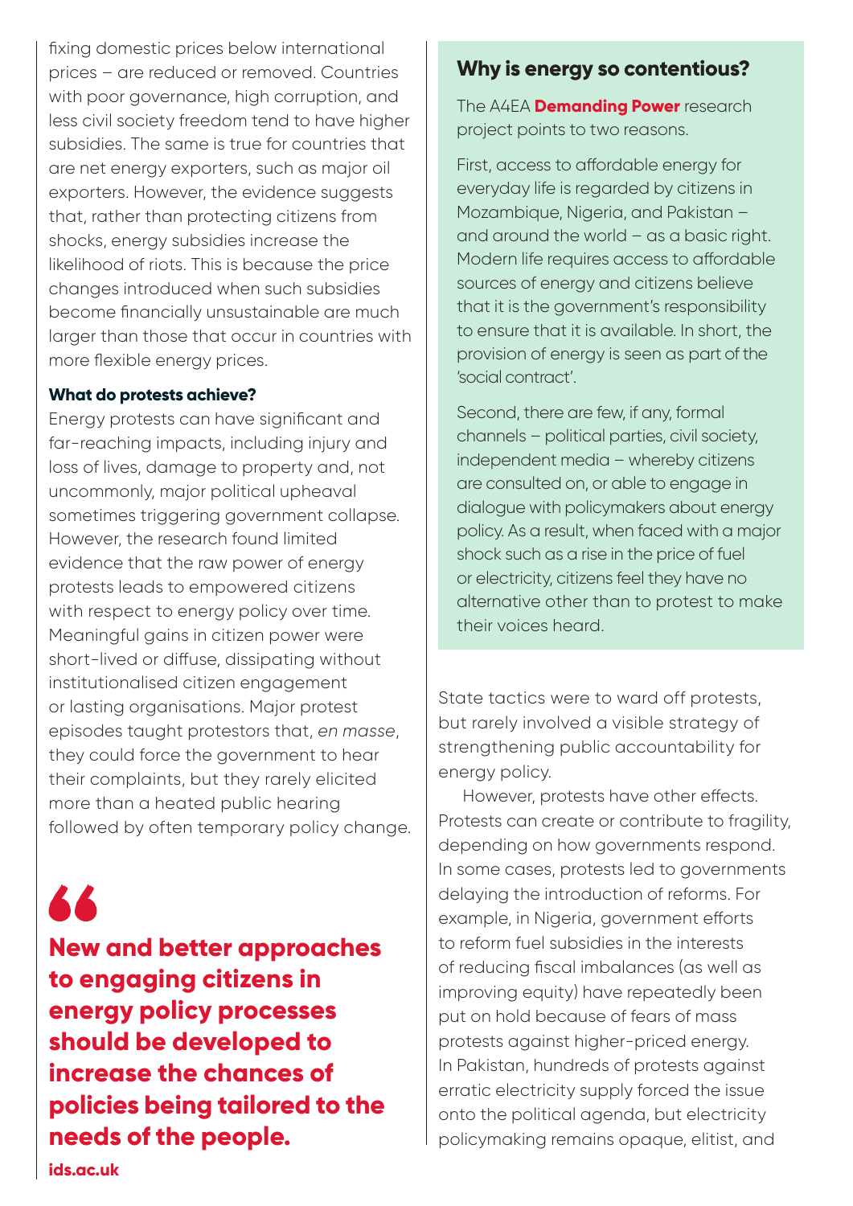fixing domestic prices below international prices – are reduced or removed. Countries with poor governance, high corruption, and less civil society freedom tend to have higher subsidies. The same is true for countries that are net energy exporters, such as major oil exporters. However, the evidence suggests that, rather than protecting citizens from shocks, energy subsidies increase the likelihood of riots. This is because the price changes introduced when such subsidies become financially unsustainable are much larger than those that occur in countries with more flexible energy prices.

### What do protests achieve?

Energy protests can have significant and far-reaching impacts, including injury and loss of lives, damage to property and, not uncommonly, major political upheaval sometimes triggering government collapse. However, the research found limited evidence that the raw power of energy protests leads to empowered citizens with respect to energy policy over time. Meaningful gains in citizen power were short-lived or diffuse, dissipating without institutionalised citizen engagement or lasting organisations. Major protest episodes taught protestors that, *en masse*, they could force the government to hear their complaints, but they rarely elicited more than a heated public hearing followed by often temporary policy change.

> **New and better approaches to engaging citizens in energy policy processes should be developed to increase the chances of policies being tailored to the needs of the people.**

## Why is energy so contentious?

The A4EA **Demanding Power** research project points to two reasons.

First, access to affordable energy for everyday life is regarded by citizens in Mozambique, Nigeria, and Pakistan – and around the world – as a basic right. Modern life requires access to affordable sources of energy and citizens believe that it is the government's responsibility to ensure that it is available. In short, the provision of energy is seen as part of the 'social contract'.

Second, there are few, if any, formal channels – political parties, civil society, independent media – whereby citizens are consulted on, or able to engage in dialogue with policymakers about energy policy. As a result, when faced with a major shock such as a rise in the price of fuel or electricity, citizens feel they have no alternative other than to protest to make their voices heard.

State tactics were to ward off protests, but rarely involved a visible strategy of strengthening public accountability for energy policy.

However, protests have other effects. Protests can create or contribute to fragility, depending on how governments respond. In some cases, protests led to governments delaying the introduction of reforms. For example, in Nigeria, government efforts to reform fuel subsidies in the interests of reducing fiscal imbalances (as well as improving equity) have repeatedly been put on hold because of fears of mass protests against higher-priced energy. In Pakistan, hundreds of protests against erratic electricity supply forced the issue onto the political agenda, but electricity policymaking remains opaque, elitist, and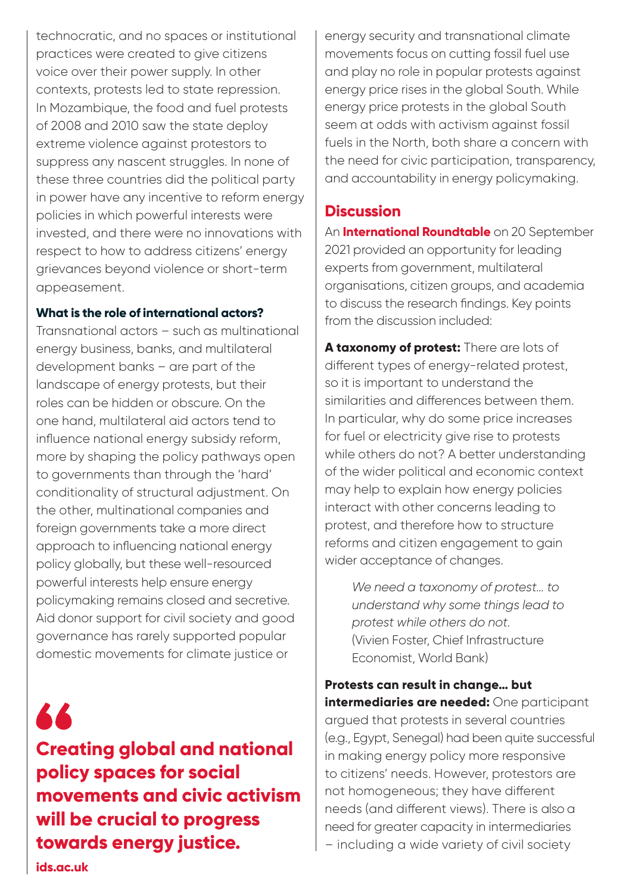technocratic, and no spaces or institutional practices were created to give citizens voice over their power supply. In other contexts, protests led to state repression. In Mozambique, the food and fuel protests of 2008 and 2010 saw the state deploy extreme violence against protestors to suppress any nascent struggles. In none of these three countries did the political party in power have any incentive to reform energy policies in which powerful interests were invested, and there were no innovations with respect to how to address citizens' energy grievances beyond violence or short-term appeasement.

#### What is the role of international actors?

Transnational actors – such as multinational energy business, banks, and multilateral development banks – are part of the landscape of energy protests, but their roles can be hidden or obscure. On the one hand, multilateral aid actors tend to influence national energy subsidy reform, more by shaping the policy pathways open to governments than through the 'hard' conditionality of structural adjustment. On the other, multinational companies and foreign governments take a more direct approach to influencing national energy policy globally, but these well-resourced powerful interests help ensure energy policymaking remains closed and secretive. Aid donor support for civil society and good governance has rarely supported popular domestic movements for climate justice or energy security and transnational climate movements focus on cutting fossil fuel use and play no role in popular protests against energy price rises in the global South. While energy price protests in the global South seem at odds with activism against fossil fuels in the North, both share a concern with the need for civic participation, transparency, and accountability in energy policymaking.

> **Creating global and national policy spaces for social movements and civic activism will be crucial to progress towards energy justice.**

## Discussion

An **International Roundtable** on 20 September 2021 provided an opportunity for leading experts from government, multilateral organisations, citizen groups, and academia to discuss the research findings. Key points from the discussion included:

**A taxonomy of protest:** There are lots of different types of energy-related protest, so it is important to understand the similarities and differences between them. In particular, why do some price increases for fuel or electricity give rise to protests while others do not? A better understanding of the wider political and economic context may help to explain how energy policies interact with other concerns leading to protest, and therefore how to structure reforms and citizen engagement to gain wider acceptance of changes.

> *We need a taxonomy of protest... to understand why some things lead to protest while others do not.*
> (Vivien Foster, Chief Infrastructure Economist, World Bank)

**Protests can result in change... but intermediaries are needed:** One participant argued that protests in several countries (e.g., Egypt, Senegal) had been quite successful in making energy policy more responsive to citizens' needs. However, protestors are not homogeneous; they have different needs (and different views). There is also a need for greater capacity in intermediaries – including a wide variety of civil society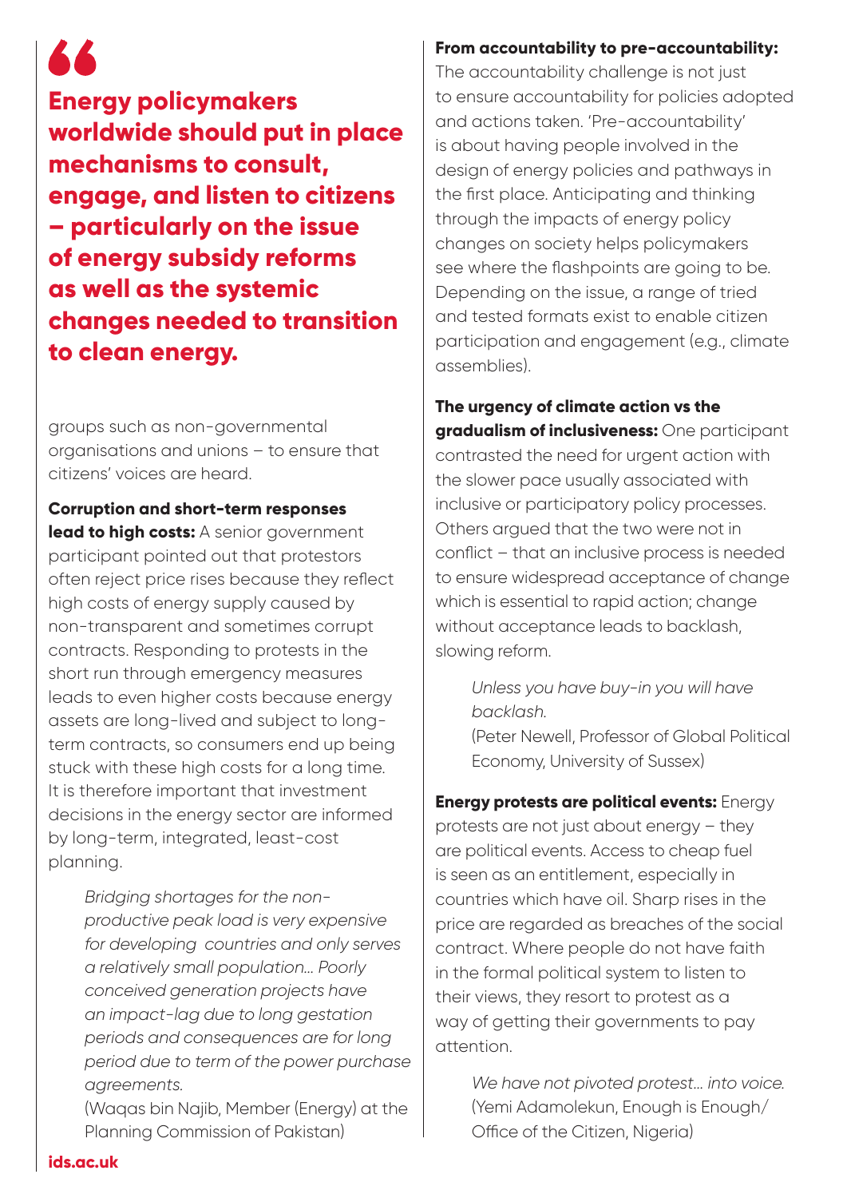**Energy policymakers worldwide should put in place mechanisms to consult, engage, and listen to citizens – particularly on the issue of energy subsidy reforms as well as the systemic changes needed to transition to clean energy.**

groups such as non-governmental organisations and unions – to ensure that citizens' voices are heard.

**Corruption and short-term responses lead to high costs:** A senior government participant pointed out that protestors often reject price rises because they reflect high costs of energy supply caused by non-transparent and sometimes corrupt contracts. Responding to protests in the short run through emergency measures leads to even higher costs because energy assets are long-lived and subject to long-term contracts, so consumers end up being stuck with these high costs for a long time. It is therefore important that investment decisions in the energy sector are informed by long-term, integrated, least-cost planning.

> *Bridging shortages for the non-productive peak load is very expensive for developing countries and only serves a relatively small population… Poorly conceived generation projects have an impact-lag due to long gestation periods and consequences are for long period due to term of the power purchase agreements.*
> (Waqas bin Najib, Member (Energy) at the Planning Commission of Pakistan)

**From accountability to pre-accountability:** The accountability challenge is not just to ensure accountability for policies adopted and actions taken. 'Pre-accountability' is about having people involved in the design of energy policies and pathways in the first place. Anticipating and thinking through the impacts of energy policy changes on society helps policymakers see where the flashpoints are going to be. Depending on the issue, a range of tried and tested formats exist to enable citizen participation and engagement (e.g., climate assemblies).

**The urgency of climate action vs the gradualism of inclusiveness:** One participant contrasted the need for urgent action with the slower pace usually associated with inclusive or participatory policy processes. Others argued that the two were not in conflict – that an inclusive process is needed to ensure widespread acceptance of change which is essential to rapid action; change without acceptance leads to backlash, slowing reform.

> *Unless you have buy-in you will have backlash.*
> (Peter Newell, Professor of Global Political Economy, University of Sussex)

**Energy protests are political events:** Energy protests are not just about energy – they are political events. Access to cheap fuel is seen as an entitlement, especially in countries which have oil. Sharp rises in the price are regarded as breaches of the social contract. Where people do not have faith in the formal political system to listen to their views, they resort to protest as a way of getting their governments to pay attention.

> *We have not pivoted protest… into voice.*
> (Yemi Adamolekun, Enough is Enough/ Office of the Citizen, Nigeria)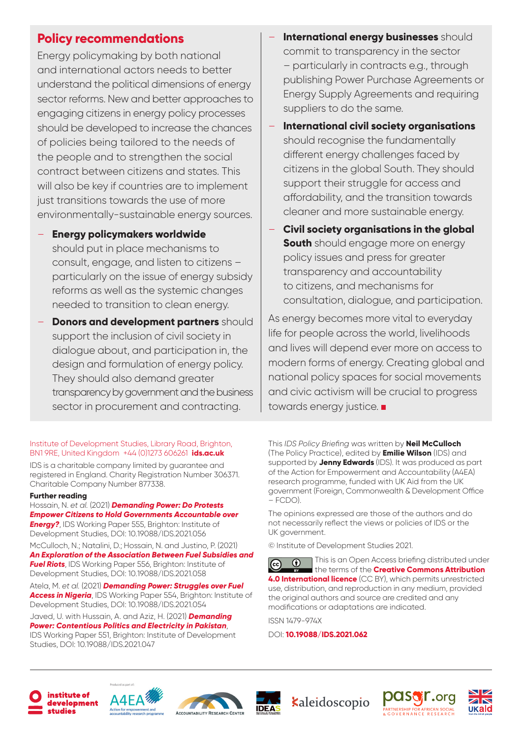## Policy recommendations

Energy policymaking by both national and international actors needs to better understand the political dimensions of energy sector reforms. New and better approaches to engaging citizens in energy policy processes should be developed to increase the chances of policies being tailored to the needs of the people and to strengthen the social contract between citizens and states. This will also be key if countries are to implement just transitions towards the use of more environmentally-sustainable energy sources.

- **Energy policymakers worldwide** should put in place mechanisms to consult, engage, and listen to citizens – particularly on the issue of energy subsidy reforms as well as the systemic changes needed to transition to clean energy.
- **Donors and development partners** should support the inclusion of civil society in dialogue about, and participation in, the design and formulation of energy policy. They should also demand greater transparency by government and the business sector in procurement and contracting.
- **International energy businesses** should commit to transparency in the sector – particularly in contracts e.g., through publishing Power Purchase Agreements or Energy Supply Agreements and requiring suppliers to do the same.
- **International civil society organisations** should recognise the fundamentally different energy challenges faced by citizens in the global South. They should support their struggle for access and affordability, and the transition towards cleaner and more sustainable energy.
- **Civil society organisations in the global South** should engage more on energy policy issues and press for greater transparency and accountability to citizens, and mechanisms for consultation, dialogue, and participation.

As energy becomes more vital to everyday life for people across the world, livelihoods and lives will depend ever more on access to modern forms of energy. Creating global and national policy spaces for social movements and civic activism will be crucial to progress towards energy justice.

Institute of Development Studies, Library Road, Brighton, BN1 9RE, United Kingdom +44 (0)1273 606261 **ids.ac.uk**

IDS is a charitable company limited by guarantee and registered in England. Charity Registration Number 306371. Charitable Company Number 877338.

**Further reading**

Hossain, N. *et al.* (2021) ***Demanding Power: Do Protests Empower Citizens to Hold Governments Accountable over Energy?***, IDS Working Paper 555, Brighton: Institute of Development Studies, DOI: 10.19088/IDS.2021.056

McCulloch, N.; Natalini, D.; Hossain, N. and Justino, P. (2021) ***An Exploration of the Association Between Fuel Subsidies and Fuel Riots***, IDS Working Paper 556, Brighton: Institute of Development Studies, DOI: 10.19088/IDS.2021.058

Atela, M. *et al.* (2021) ***Demanding Power: Struggles over Fuel Access in Nigeria***, IDS Working Paper 554, Brighton: Institute of Development Studies, DOI: 10.19088/IDS.2021.054

Javed, U. with Hussain, A. and Aziz, H. (2021) ***Demanding Power: Contentious Politics and Electricity in Pakistan***, IDS Working Paper 551, Brighton: Institute of Development Studies, DOI: 10.19088/IDS.2021.047

This *IDS Policy Briefing* was written by **Neil McCulloch** (The Policy Practice), edited by **Emilie Wilson** (IDS) and supported by **Jenny Edwards** (IDS). It was produced as part of the Action for Empowerment and Accountability (A4EA) research programme, funded with UK Aid from the UK government (Foreign, Commonwealth & Development Office – FCDO).

The opinions expressed are those of the authors and do not necessarily reflect the views or policies of IDS or the UK government.

© Institute of Development Studies 2021.

This is an Open Access briefing distributed under the terms of the **Creative Commons Attribution 4.0 International licence** (CC BY), which permits unrestricted use, distribution, and reproduction in any medium, provided the original authors and source are credited and any modifications or adaptations are indicated.

ISSN 1479-974X

DOI: **10.19088/IDS.2021.062**